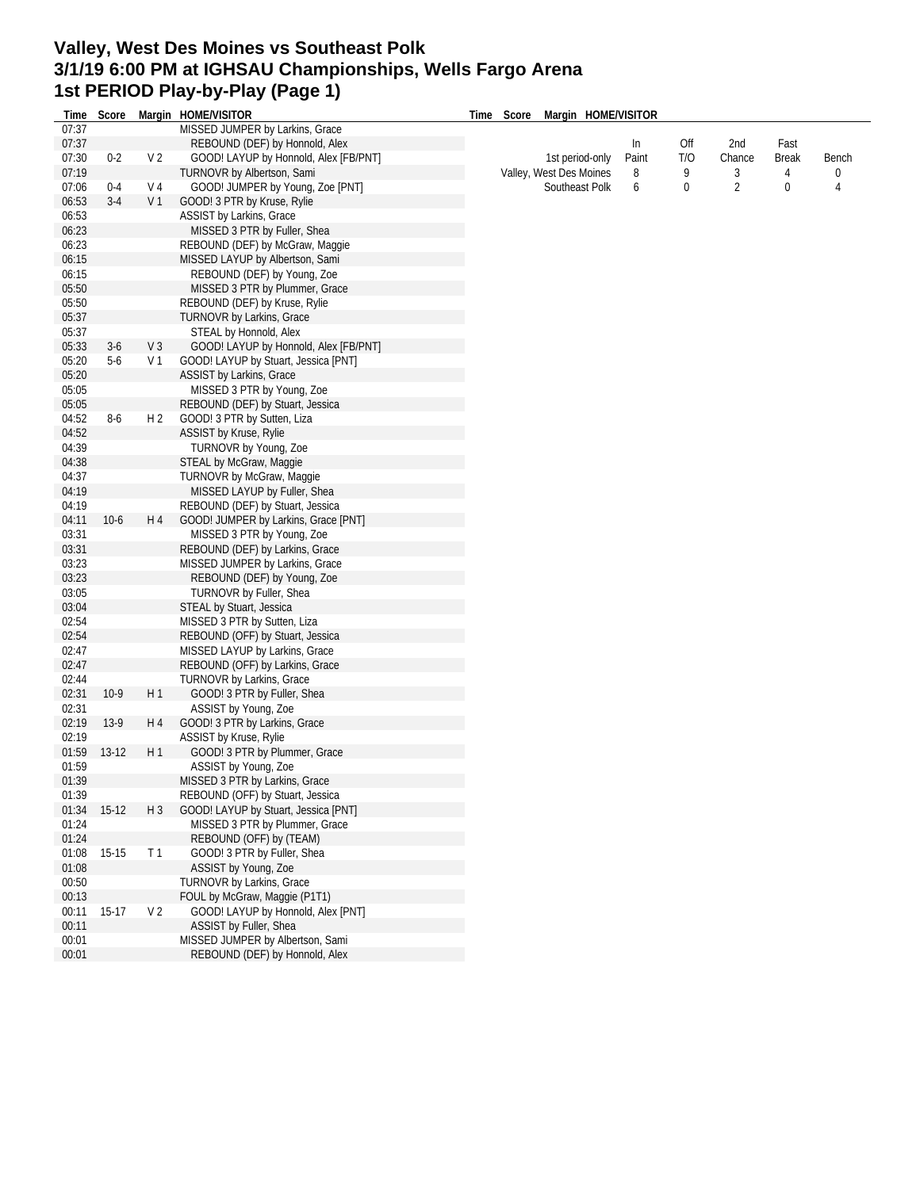# Valley, West Des Moines vs Southeast Polk
# 3/1/19 6:00 PM at IGHSAU Championships, Wells Fargo Arena
# 1st PERIOD Play-by-Play (Page 1)

| Time | Score | Margin | HOME/VISITOR |
|---|---|---|---|
| 07:37 | | | MISSED JUMPER by Larkins, Grace |
| 07:37 | | | REBOUND (DEF) by Honnold, Alex |
| 07:30 | 0-2 | V 2 | GOOD! LAYUP by Honnold, Alex [FB/PNT] |
| 07:19 | | | TURNOVR by Albertson, Sami |
| 07:06 | 0-4 | V 4 | GOOD! JUMPER by Young, Zoe [PNT] |
| 06:53 | 3-4 | V 1 | GOOD! 3 PTR by Kruse, Rylie |
| 06:53 | | | ASSIST by Larkins, Grace |
| 06:23 | | | MISSED 3 PTR by Fuller, Shea |
| 06:23 | | | REBOUND (DEF) by McGraw, Maggie |
| 06:15 | | | MISSED LAYUP by Albertson, Sami |
| 06:15 | | | REBOUND (DEF) by Young, Zoe |
| 05:50 | | | MISSED 3 PTR by Plummer, Grace |
| 05:50 | | | REBOUND (DEF) by Kruse, Rylie |
| 05:37 | | | TURNOVR by Larkins, Grace |
| 05:37 | | | STEAL by Honnold, Alex |
| 05:33 | 3-6 | V 3 | GOOD! LAYUP by Honnold, Alex [FB/PNT] |
| 05:20 | 5-6 | V 1 | GOOD! LAYUP by Stuart, Jessica [PNT] |
| 05:20 | | | ASSIST by Larkins, Grace |
| 05:05 | | | MISSED 3 PTR by Young, Zoe |
| 05:05 | | | REBOUND (DEF) by Stuart, Jessica |
| 04:52 | 8-6 | H 2 | GOOD! 3 PTR by Sutten, Liza |
| 04:52 | | | ASSIST by Kruse, Rylie |
| 04:39 | | | TURNOVR by Young, Zoe |
| 04:38 | | | STEAL by McGraw, Maggie |
| 04:37 | | | TURNOVR by McGraw, Maggie |
| 04:19 | | | MISSED LAYUP by Fuller, Shea |
| 04:19 | | | REBOUND (DEF) by Stuart, Jessica |
| 04:11 | 10-6 | H 4 | GOOD! JUMPER by Larkins, Grace [PNT] |
| 03:31 | | | MISSED 3 PTR by Young, Zoe |
| 03:31 | | | REBOUND (DEF) by Larkins, Grace |
| 03:23 | | | MISSED JUMPER by Larkins, Grace |
| 03:23 | | | REBOUND (DEF) by Young, Zoe |
| 03:05 | | | TURNOVR by Fuller, Shea |
| 03:04 | | | STEAL by Stuart, Jessica |
| 02:54 | | | MISSED 3 PTR by Sutten, Liza |
| 02:54 | | | REBOUND (OFF) by Stuart, Jessica |
| 02:47 | | | MISSED LAYUP by Larkins, Grace |
| 02:47 | | | REBOUND (OFF) by Larkins, Grace |
| 02:44 | | | TURNOVR by Larkins, Grace |
| 02:31 | 10-9 | H 1 | GOOD! 3 PTR by Fuller, Shea |
| 02:31 | | | ASSIST by Young, Zoe |
| 02:19 | 13-9 | H 4 | GOOD! 3 PTR by Larkins, Grace |
| 02:19 | | | ASSIST by Kruse, Rylie |
| 01:59 | 13-12 | H 1 | GOOD! 3 PTR by Plummer, Grace |
| 01:59 | | | ASSIST by Young, Zoe |
| 01:39 | | | MISSED 3 PTR by Larkins, Grace |
| 01:39 | | | REBOUND (OFF) by Stuart, Jessica |
| 01:34 | 15-12 | H 3 | GOOD! LAYUP by Stuart, Jessica [PNT] |
| 01:24 | | | MISSED 3 PTR by Plummer, Grace |
| 01:24 | | | REBOUND (OFF) by (TEAM) |
| 01:08 | 15-15 | T 1 | GOOD! 3 PTR by Fuller, Shea |
| 01:08 | | | ASSIST by Young, Zoe |
| 00:50 | | | TURNOVR by Larkins, Grace |
| 00:13 | | | FOUL by McGraw, Maggie (P1T1) |
| 00:11 | 15-17 | V 2 | GOOD! LAYUP by Honnold, Alex [PNT] |
| 00:11 | | | ASSIST by Fuller, Shea |
| 00:01 | | | MISSED JUMPER by Albertson, Sami |
| 00:01 | | | REBOUND (DEF) by Honnold, Alex |

| 1st period-only | In Paint | Off T/O | 2nd Chance | Fast Break | Bench |
|---|---|---|---|---|---|
| Valley, West Des Moines | 8 | 9 | 3 | 4 | 0 |
| Southeast Polk | 6 | 0 | 2 | 0 | 4 |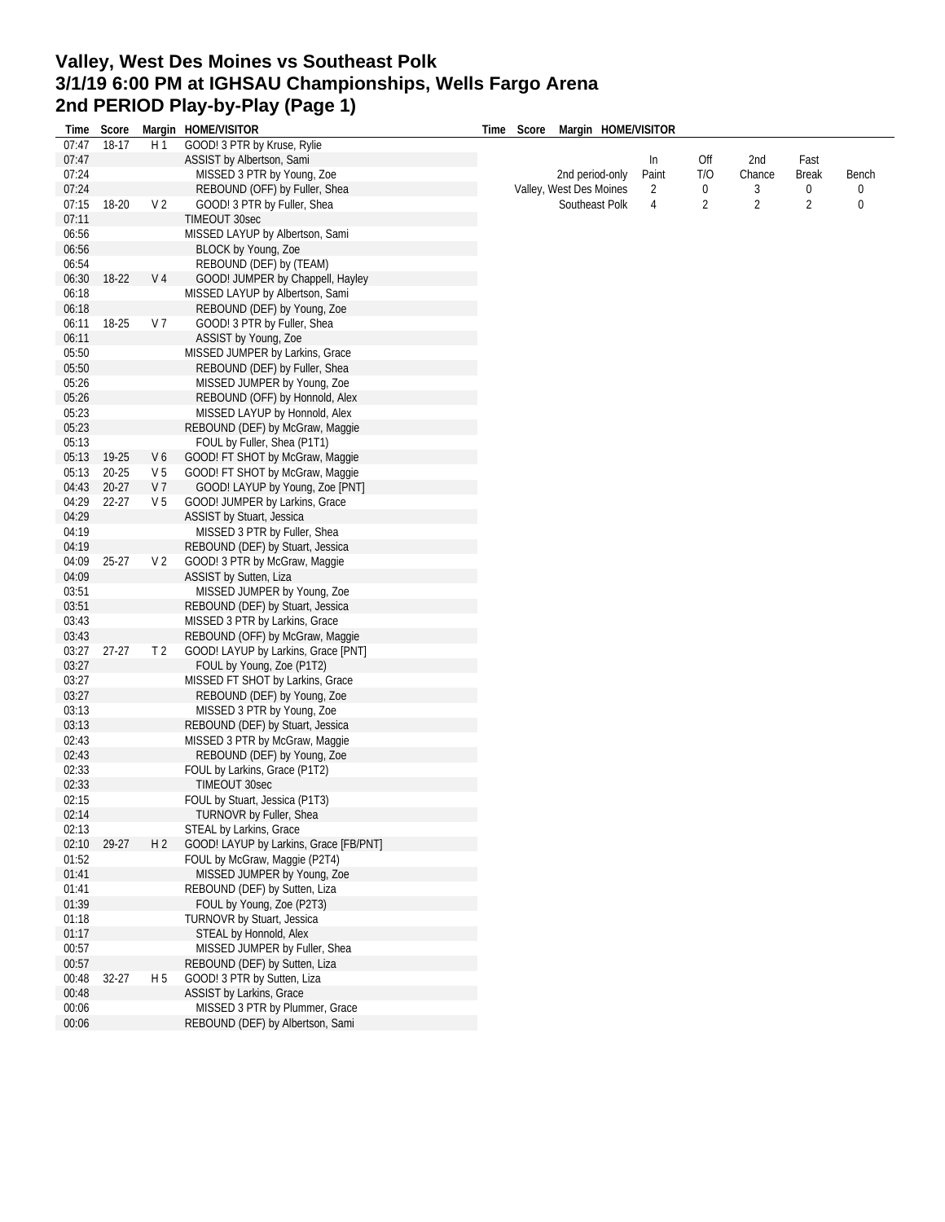# Valley, West Des Moines vs Southeast Polk
## 3/1/19 6:00 PM at IGHSAU Championships, Wells Fargo Arena
## 2nd PERIOD Play-by-Play (Page 1)

| Time | Score | Margin | HOME/VISITOR |
|---|---|---|---|
| 07:47 | 18-17 | H 1 | GOOD! 3 PTR by Kruse, Rylie |
| 07:47 | | | ASSIST by Albertson, Sami |
| 07:24 | | | MISSED 3 PTR by Young, Zoe |
| 07:24 | | | REBOUND (OFF) by Fuller, Shea |
| 07:15 | 18-20 | V 2 | GOOD! 3 PTR by Fuller, Shea |
| 07:11 | | | TIMEOUT 30sec |
| 06:56 | | | MISSED LAYUP by Albertson, Sami |
| 06:56 | | | BLOCK by Young, Zoe |
| 06:54 | | | REBOUND (DEF) by (TEAM) |
| 06:30 | 18-22 | V 4 | GOOD! JUMPER by Chappell, Hayley |
| 06:18 | | | MISSED LAYUP by Albertson, Sami |
| 06:18 | | | REBOUND (DEF) by Young, Zoe |
| 06:11 | 18-25 | V 7 | GOOD! 3 PTR by Fuller, Shea |
| 06:11 | | | ASSIST by Young, Zoe |
| 05:50 | | | MISSED JUMPER by Larkins, Grace |
| 05:50 | | | REBOUND (DEF) by Fuller, Shea |
| 05:26 | | | MISSED JUMPER by Young, Zoe |
| 05:26 | | | REBOUND (OFF) by Honnold, Alex |
| 05:23 | | | MISSED LAYUP by Honnold, Alex |
| 05:23 | | | REBOUND (DEF) by McGraw, Maggie |
| 05:13 | | | FOUL by Fuller, Shea (P1T1) |
| 05:13 | 19-25 | V 6 | GOOD! FT SHOT by McGraw, Maggie |
| 05:13 | 20-25 | V 5 | GOOD! FT SHOT by McGraw, Maggie |
| 04:43 | 20-27 | V 7 | GOOD! LAYUP by Young, Zoe [PNT] |
| 04:29 | 22-27 | V 5 | GOOD! JUMPER by Larkins, Grace |
| 04:29 | | | ASSIST by Stuart, Jessica |
| 04:19 | | | MISSED 3 PTR by Fuller, Shea |
| 04:19 | | | REBOUND (DEF) by Stuart, Jessica |
| 04:09 | 25-27 | V 2 | GOOD! 3 PTR by McGraw, Maggie |
| 04:09 | | | ASSIST by Sutten, Liza |
| 03:51 | | | MISSED JUMPER by Young, Zoe |
| 03:51 | | | REBOUND (DEF) by Stuart, Jessica |
| 03:43 | | | MISSED 3 PTR by Larkins, Grace |
| 03:43 | | | REBOUND (OFF) by McGraw, Maggie |
| 03:27 | 27-27 | T 2 | GOOD! LAYUP by Larkins, Grace [PNT] |
| 03:27 | | | FOUL by Young, Zoe (P1T2) |
| 03:27 | | | MISSED FT SHOT by Larkins, Grace |
| 03:27 | | | REBOUND (DEF) by Young, Zoe |
| 03:13 | | | MISSED 3 PTR by Young, Zoe |
| 03:13 | | | REBOUND (DEF) by Stuart, Jessica |
| 02:43 | | | MISSED 3 PTR by McGraw, Maggie |
| 02:43 | | | REBOUND (DEF) by Young, Zoe |
| 02:33 | | | FOUL by Larkins, Grace (P1T2) |
| 02:33 | | | TIMEOUT 30sec |
| 02:15 | | | FOUL by Stuart, Jessica (P1T3) |
| 02:14 | | | TURNOVR by Fuller, Shea |
| 02:13 | | | STEAL by Larkins, Grace |
| 02:10 | 29-27 | H 2 | GOOD! LAYUP by Larkins, Grace [FB/PNT] |
| 01:52 | | | FOUL by McGraw, Maggie (P2T4) |
| 01:41 | | | MISSED JUMPER by Young, Zoe |
| 01:41 | | | REBOUND (DEF) by Sutten, Liza |
| 01:39 | | | FOUL by Young, Zoe (P2T3) |
| 01:18 | | | TURNOVR by Stuart, Jessica |
| 01:17 | | | STEAL by Honnold, Alex |
| 00:57 | | | MISSED JUMPER by Fuller, Shea |
| 00:57 | | | REBOUND (DEF) by Sutten, Liza |
| 00:48 | 32-27 | H 5 | GOOD! 3 PTR by Sutten, Liza |
| 00:48 | | | ASSIST by Larkins, Grace |
| 00:06 | | | MISSED 3 PTR by Plummer, Grace |
| 00:06 | | | REBOUND (DEF) by Albertson, Sami |

| 2nd period-only | In Paint | Off T/O | 2nd Chance | Fast Break | Bench |
|---|---|---|---|---|---|
| Valley, West Des Moines | 2 | 0 | 3 | 0 | 0 |
| Southeast Polk | 4 | 2 | 2 | 2 | 0 |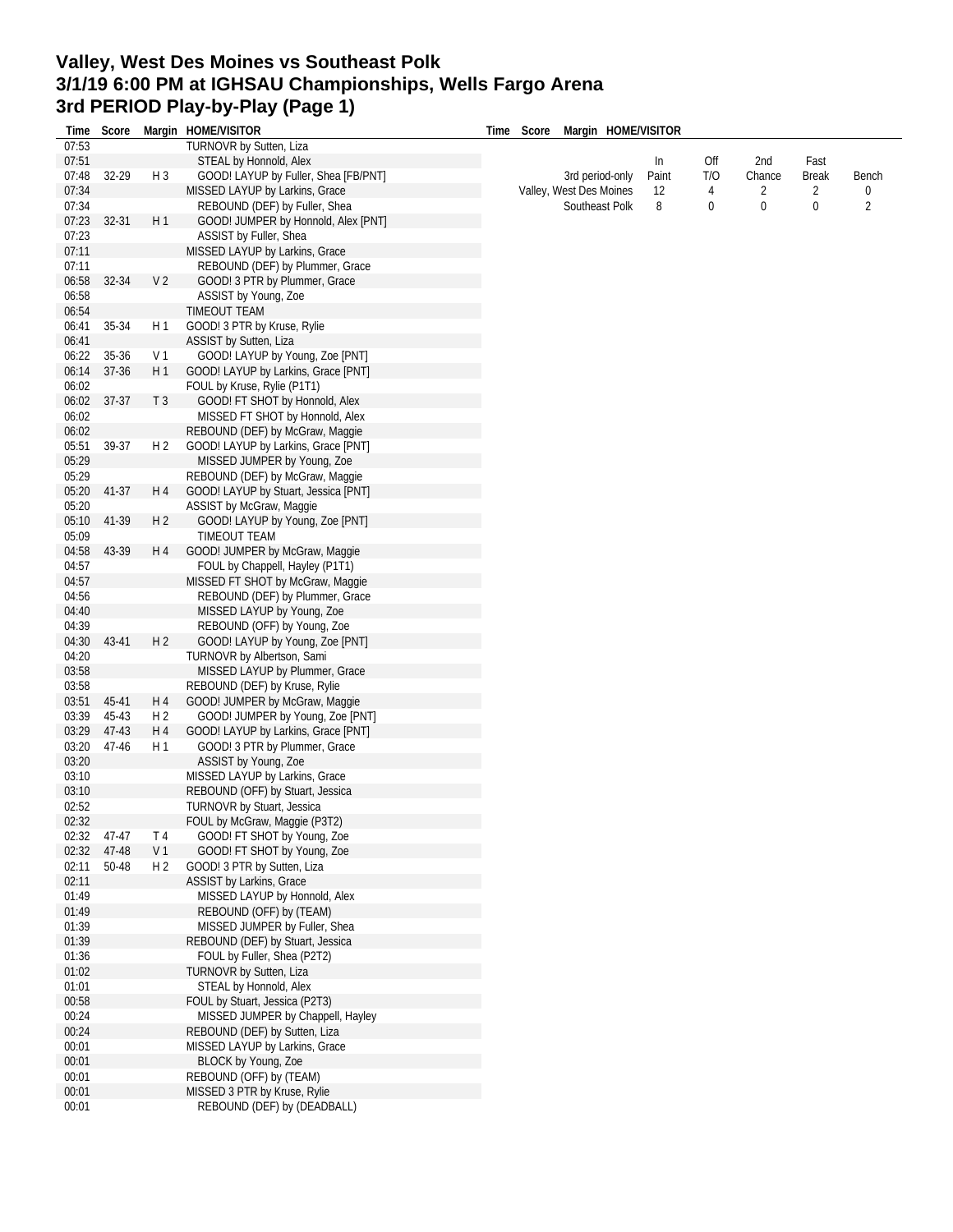# Valley, West Des Moines vs Southeast Polk
# 3/1/19 6:00 PM at IGHSAU Championships, Wells Fargo Arena
# 3rd PERIOD Play-by-Play (Page 1)

| Time | Score | Margin | HOME/VISITOR |
|---|---|---|---|
| 07:53 | | | TURNOVR by Sutten, Liza |
| 07:51 | | | STEAL by Honnold, Alex |
| 07:48 | 32-29 | H 3 | GOOD! LAYUP by Fuller, Shea [FB/PNT] |
| 07:34 | | | MISSED LAYUP by Larkins, Grace |
| 07:34 | | | REBOUND (DEF) by Fuller, Shea |
| 07:23 | 32-31 | H 1 | GOOD! JUMPER by Honnold, Alex [PNT] |
| 07:23 | | | ASSIST by Fuller, Shea |
| 07:11 | | | MISSED LAYUP by Larkins, Grace |
| 07:11 | | | REBOUND (DEF) by Plummer, Grace |
| 06:58 | 32-34 | V 2 | GOOD! 3 PTR by Plummer, Grace |
| 06:58 | | | ASSIST by Young, Zoe |
| 06:54 | | | TIMEOUT TEAM |
| 06:41 | 35-34 | H 1 | GOOD! 3 PTR by Kruse, Rylie |
| 06:41 | | | ASSIST by Sutten, Liza |
| 06:22 | 35-36 | V 1 | GOOD! LAYUP by Young, Zoe [PNT] |
| 06:14 | 37-36 | H 1 | GOOD! LAYUP by Larkins, Grace [PNT] |
| 06:02 | | | FOUL by Kruse, Rylie (P1T1) |
| 06:02 | 37-37 | T 3 | GOOD! FT SHOT by Honnold, Alex |
| 06:02 | | | MISSED FT SHOT by Honnold, Alex |
| 06:02 | | | REBOUND (DEF) by McGraw, Maggie |
| 05:51 | 39-37 | H 2 | GOOD! LAYUP by Larkins, Grace [PNT] |
| 05:29 | | | MISSED JUMPER by Young, Zoe |
| 05:29 | | | REBOUND (DEF) by McGraw, Maggie |
| 05:20 | 41-37 | H 4 | GOOD! LAYUP by Stuart, Jessica [PNT] |
| 05:20 | | | ASSIST by McGraw, Maggie |
| 05:10 | 41-39 | H 2 | GOOD! LAYUP by Young, Zoe [PNT] |
| 05:09 | | | TIMEOUT TEAM |
| 04:58 | 43-39 | H 4 | GOOD! JUMPER by McGraw, Maggie |
| 04:57 | | | FOUL by Chappell, Hayley (P1T1) |
| 04:57 | | | MISSED FT SHOT by McGraw, Maggie |
| 04:56 | | | REBOUND (DEF) by Plummer, Grace |
| 04:40 | | | MISSED LAYUP by Young, Zoe |
| 04:39 | | | REBOUND (OFF) by Young, Zoe |
| 04:30 | 43-41 | H 2 | GOOD! LAYUP by Young, Zoe [PNT] |
| 04:20 | | | TURNOVR by Albertson, Sami |
| 03:58 | | | MISSED LAYUP by Plummer, Grace |
| 03:58 | | | REBOUND (DEF) by Kruse, Rylie |
| 03:51 | 45-41 | H 4 | GOOD! JUMPER by McGraw, Maggie |
| 03:39 | 45-43 | H 2 | GOOD! JUMPER by Young, Zoe [PNT] |
| 03:29 | 47-43 | H 4 | GOOD! LAYUP by Larkins, Grace [PNT] |
| 03:20 | 47-46 | H 1 | GOOD! 3 PTR by Plummer, Grace |
| 03:20 | | | ASSIST by Young, Zoe |
| 03:10 | | | MISSED LAYUP by Larkins, Grace |
| 03:10 | | | REBOUND (OFF) by Stuart, Jessica |
| 02:52 | | | TURNOVR by Stuart, Jessica |
| 02:32 | | | FOUL by McGraw, Maggie (P3T2) |
| 02:32 | 47-47 | T 4 | GOOD! FT SHOT by Young, Zoe |
| 02:32 | 47-48 | V 1 | GOOD! FT SHOT by Young, Zoe |
| 02:11 | 50-48 | H 2 | GOOD! 3 PTR by Sutten, Liza |
| 02:11 | | | ASSIST by Larkins, Grace |
| 01:49 | | | MISSED LAYUP by Honnold, Alex |
| 01:49 | | | REBOUND (OFF) by (TEAM) |
| 01:39 | | | MISSED JUMPER by Fuller, Shea |
| 01:39 | | | REBOUND (DEF) by Stuart, Jessica |
| 01:36 | | | FOUL by Fuller, Shea (P2T2) |
| 01:02 | | | TURNOVR by Sutten, Liza |
| 01:01 | | | STEAL by Honnold, Alex |
| 00:58 | | | FOUL by Stuart, Jessica (P2T3) |
| 00:24 | | | MISSED JUMPER by Chappell, Hayley |
| 00:24 | | | REBOUND (DEF) by Sutten, Liza |
| 00:01 | | | MISSED LAYUP by Larkins, Grace |
| 00:01 | | | BLOCK by Young, Zoe |
| 00:01 | | | REBOUND (OFF) by (TEAM) |
| 00:01 | | | MISSED 3 PTR by Kruse, Rylie |
| 00:01 | | | REBOUND (DEF) by (DEADBALL) |

| 3rd period-only | In Paint | Off T/O | 2nd Chance | Fast Break | Bench |
|---|---|---|---|---|---|
| Valley, West Des Moines | 12 | 4 | 2 | 2 | 0 |
| Southeast Polk | 8 | 0 | 0 | 0 | 2 |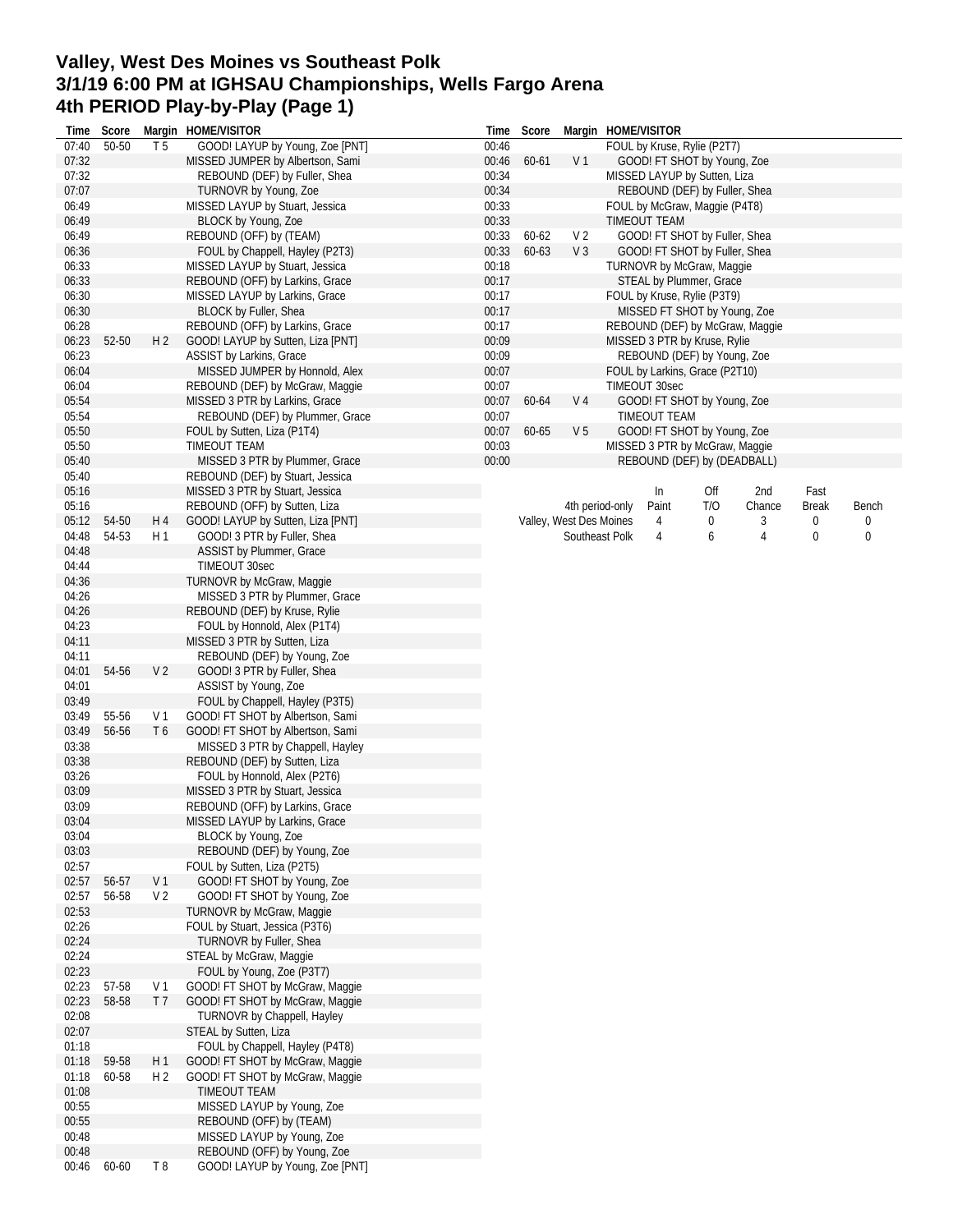# Valley, West Des Moines vs Southeast Polk
# 3/1/19 6:00 PM at IGHSAU Championships, Wells Fargo Arena
# 4th PERIOD Play-by-Play (Page 1)

| Time | Score | Margin | HOME/VISITOR |
|---|---|---|---|
| 07:40 | 50-50 | T 5 | GOOD! LAYUP by Young, Zoe [PNT] |
| 07:32 | | | MISSED JUMPER by Albertson, Sami |
| 07:32 | | | REBOUND (DEF) by Fuller, Shea |
| 07:07 | | | TURNOVR by Young, Zoe |
| 06:49 | | | MISSED LAYUP by Stuart, Jessica |
| 06:49 | | | BLOCK by Young, Zoe |
| 06:49 | | | REBOUND (OFF) by (TEAM) |
| 06:36 | | | FOUL by Chappell, Hayley (P2T3) |
| 06:33 | | | MISSED LAYUP by Stuart, Jessica |
| 06:33 | | | REBOUND (OFF) by Larkins, Grace |
| 06:30 | | | MISSED LAYUP by Larkins, Grace |
| 06:30 | | | BLOCK by Fuller, Shea |
| 06:28 | | | REBOUND (OFF) by Larkins, Grace |
| 06:23 | 52-50 | H 2 | GOOD! LAYUP by Sutten, Liza [PNT] |
| 06:23 | | | ASSIST by Larkins, Grace |
| 06:04 | | | MISSED JUMPER by Honnold, Alex |
| 06:04 | | | REBOUND (DEF) by McGraw, Maggie |
| 05:54 | | | MISSED 3 PTR by Larkins, Grace |
| 05:54 | | | REBOUND (DEF) by Plummer, Grace |
| 05:50 | | | FOUL by Sutten, Liza (P1T4) |
| 05:50 | | | TIMEOUT TEAM |
| 05:40 | | | MISSED 3 PTR by Plummer, Grace |
| 05:40 | | | REBOUND (DEF) by Stuart, Jessica |
| 05:16 | | | MISSED 3 PTR by Stuart, Jessica |
| 05:16 | | | REBOUND (OFF) by Sutten, Liza |
| 05:12 | 54-50 | H 4 | GOOD! LAYUP by Sutten, Liza [PNT] |
| 04:48 | 54-53 | H 1 | GOOD! 3 PTR by Fuller, Shea |
| 04:48 | | | ASSIST by Plummer, Grace |
| 04:44 | | | TIMEOUT 30sec |
| 04:36 | | | TURNOVR by McGraw, Maggie |
| 04:26 | | | MISSED 3 PTR by Plummer, Grace |
| 04:26 | | | REBOUND (DEF) by Kruse, Rylie |
| 04:23 | | | FOUL by Honnold, Alex (P1T4) |
| 04:11 | | | MISSED 3 PTR by Sutten, Liza |
| 04:11 | | | REBOUND (DEF) by Young, Zoe |
| 04:01 | 54-56 | V 2 | GOOD! 3 PTR by Fuller, Shea |
| 04:01 | | | ASSIST by Young, Zoe |
| 03:49 | | | FOUL by Chappell, Hayley (P3T5) |
| 03:49 | 55-56 | V 1 | GOOD! FT SHOT by Albertson, Sami |
| 03:49 | 56-56 | T 6 | GOOD! FT SHOT by Albertson, Sami |
| 03:38 | | | MISSED 3 PTR by Chappell, Hayley |
| 03:38 | | | REBOUND (DEF) by Sutten, Liza |
| 03:26 | | | FOUL by Honnold, Alex (P2T6) |
| 03:09 | | | MISSED 3 PTR by Stuart, Jessica |
| 03:09 | | | REBOUND (OFF) by Larkins, Grace |
| 03:04 | | | MISSED LAYUP by Larkins, Grace |
| 03:04 | | | BLOCK by Young, Zoe |
| 03:03 | | | REBOUND (DEF) by Young, Zoe |
| 02:57 | | | FOUL by Sutten, Liza (P2T5) |
| 02:57 | 56-57 | V 1 | GOOD! FT SHOT by Young, Zoe |
| 02:57 | 56-58 | V 2 | GOOD! FT SHOT by Young, Zoe |
| 02:53 | | | TURNOVR by McGraw, Maggie |
| 02:26 | | | FOUL by Stuart, Jessica (P3T6) |
| 02:24 | | | TURNOVR by Fuller, Shea |
| 02:24 | | | STEAL by McGraw, Maggie |
| 02:23 | | | FOUL by Young, Zoe (P3T7) |
| 02:23 | 57-58 | V 1 | GOOD! FT SHOT by McGraw, Maggie |
| 02:23 | 58-58 | T 7 | GOOD! FT SHOT by McGraw, Maggie |
| 02:08 | | | TURNOVR by Chappell, Hayley |
| 02:07 | | | STEAL by Sutten, Liza |
| 01:18 | | | FOUL by Chappell, Hayley (P4T8) |
| 01:18 | 59-58 | H 1 | GOOD! FT SHOT by McGraw, Maggie |
| 01:18 | 60-58 | H 2 | GOOD! FT SHOT by McGraw, Maggie |
| 01:08 | | | TIMEOUT TEAM |
| 00:55 | | | MISSED LAYUP by Young, Zoe |
| 00:55 | | | REBOUND (OFF) by (TEAM) |
| 00:48 | | | MISSED LAYUP by Young, Zoe |
| 00:48 | | | REBOUND (OFF) by Young, Zoe |
| 00:46 | 60-60 | T 8 | GOOD! LAYUP by Young, Zoe [PNT] |
| 00:46 | | | FOUL by Kruse, Rylie (P2T7) |
| 00:46 | 60-61 | V 1 | GOOD! FT SHOT by Young, Zoe |
| 00:34 | | | MISSED LAYUP by Sutten, Liza |
| 00:34 | | | REBOUND (DEF) by Fuller, Shea |
| 00:33 | | | FOUL by McGraw, Maggie (P4T8) |
| 00:33 | | | TIMEOUT TEAM |
| 00:33 | 60-62 | V 2 | GOOD! FT SHOT by Fuller, Shea |
| 00:33 | 60-63 | V 3 | GOOD! FT SHOT by Fuller, Shea |
| 00:18 | | | TURNOVR by McGraw, Maggie |
| 00:17 | | | STEAL by Plummer, Grace |
| 00:17 | | | FOUL by Kruse, Rylie (P3T9) |
| 00:17 | | | MISSED FT SHOT by Young, Zoe |
| 00:17 | | | REBOUND (DEF) by McGraw, Maggie |
| 00:09 | | | MISSED 3 PTR by Kruse, Rylie |
| 00:09 | | | REBOUND (DEF) by Young, Zoe |
| 00:07 | | | FOUL by Larkins, Grace (P2T10) |
| 00:07 | | | TIMEOUT 30sec |
| 00:07 | 60-64 | V 4 | GOOD! FT SHOT by Young, Zoe |
| 00:07 | | | TIMEOUT TEAM |
| 00:07 | 60-65 | V 5 | GOOD! FT SHOT by Young, Zoe |
| 00:03 | | | MISSED 3 PTR by McGraw, Maggie |
| 00:00 | | | REBOUND (DEF) by (DEADBALL) |

| 4th period-only | In Paint | Off T/O | 2nd Chance | Fast Break | Bench |
|---|---|---|---|---|---|
| Valley, West Des Moines | 4 | 0 | 3 | 0 | 0 |
| Southeast Polk | 4 | 6 | 4 | 0 | 0 |